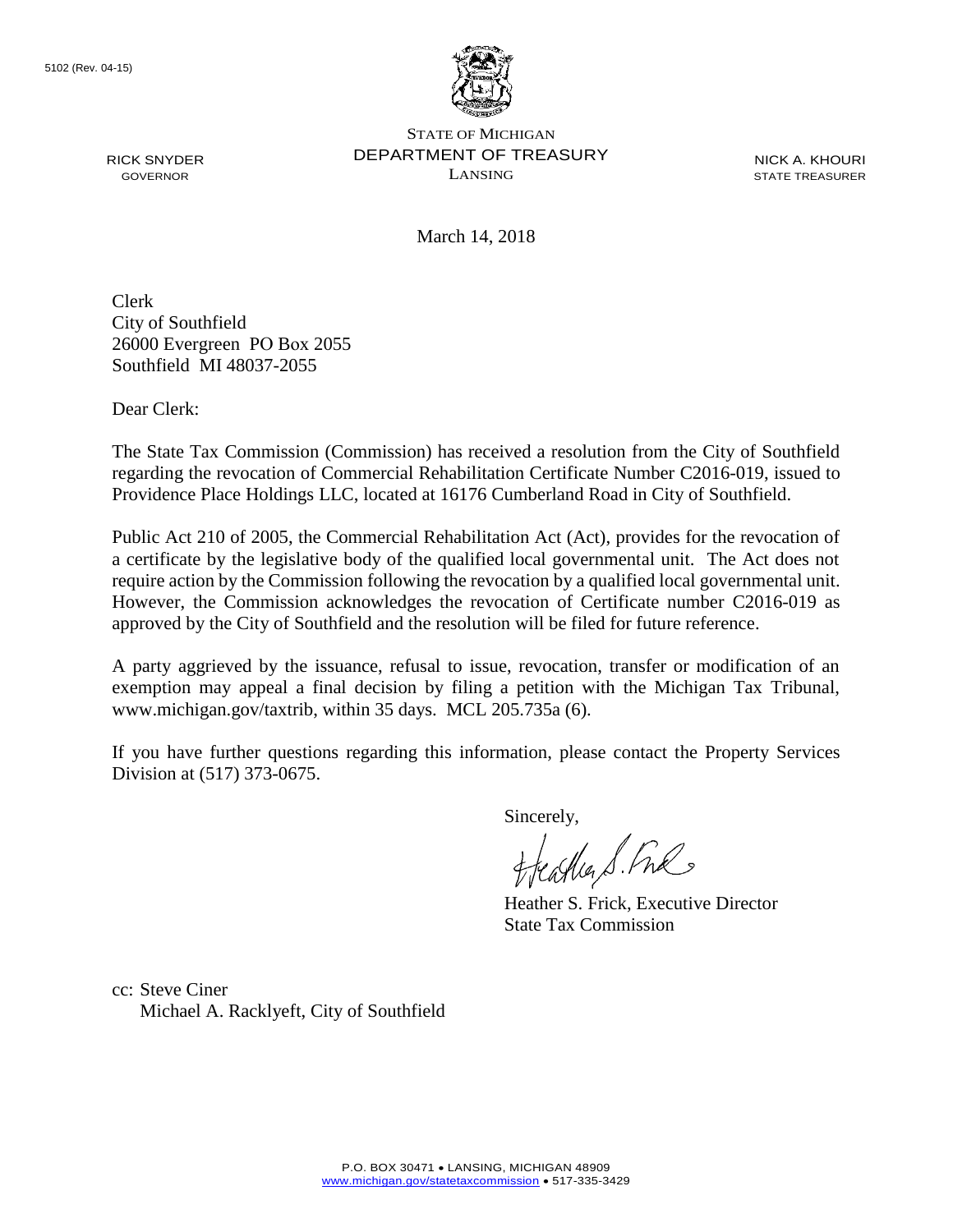5102 (Rev. 04-15)

RICK SNYDER
GOVERNOR

STATE OF MICHIGAN
DEPARTMENT OF TREASURY
LANSING

NICK A. KHOURI
STATE TREASURER

March 14, 2018

Clerk
City of Southfield
26000 Evergreen PO Box 2055
Southfield MI 48037-2055

Dear Clerk:

The State Tax Commission (Commission) has received a resolution from the City of Southfield regarding the revocation of Commercial Rehabilitation Certificate Number C2016-019, issued to Providence Place Holdings LLC, located at 16176 Cumberland Road in City of Southfield.

Public Act 210 of 2005, the Commercial Rehabilitation Act (Act), provides for the revocation of a certificate by the legislative body of the qualified local governmental unit. The Act does not require action by the Commission following the revocation by a qualified local governmental unit. However, the Commission acknowledges the revocation of Certificate number C2016-019 as approved by the City of Southfield and the resolution will be filed for future reference.

A party aggrieved by the issuance, refusal to issue, revocation, transfer or modification of an exemption may appeal a final decision by filing a petition with the Michigan Tax Tribunal, www.michigan.gov/taxtrib, within 35 days. MCL 205.735a (6).

If you have further questions regarding this information, please contact the Property Services Division at (517) 373-0675.

Sincerely,

Heather S. Frick, Executive Director
State Tax Commission

cc: Steve Ciner
Michael A. Racklyeft, City of Southfield

P.O. BOX 30471 • LANSING, MICHIGAN 48909
www.michigan.gov/statetaxcommission • 517-335-3429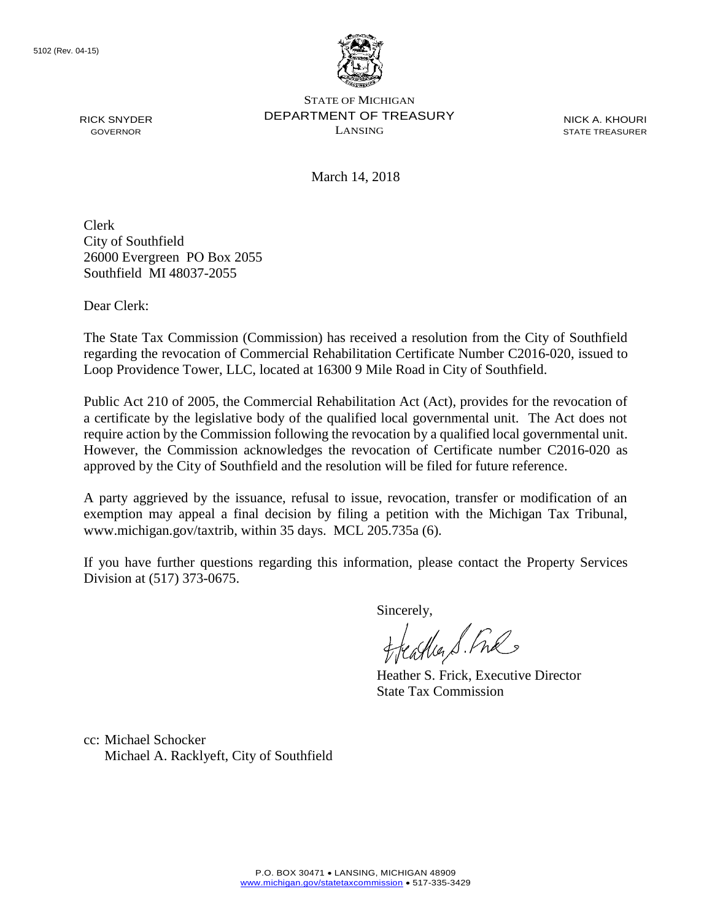5102 (Rev. 04-15)

STATE OF MICHIGAN
DEPARTMENT OF TREASURY
LANSING

RICK SNYDER
GOVERNOR

NICK A. KHOURI
STATE TREASURER

March 14, 2018

Clerk
City of Southfield
26000 Evergreen PO Box 2055
Southfield MI 48037-2055

Dear Clerk:

The State Tax Commission (Commission) has received a resolution from the City of Southfield regarding the revocation of Commercial Rehabilitation Certificate Number C2016-020, issued to Loop Providence Tower, LLC, located at 16300 9 Mile Road in City of Southfield.

Public Act 210 of 2005, the Commercial Rehabilitation Act (Act), provides for the revocation of a certificate by the legislative body of the qualified local governmental unit. The Act does not require action by the Commission following the revocation by a qualified local governmental unit. However, the Commission acknowledges the revocation of Certificate number C2016-020 as approved by the City of Southfield and the resolution will be filed for future reference.

A party aggrieved by the issuance, refusal to issue, revocation, transfer or modification of an exemption may appeal a final decision by filing a petition with the Michigan Tax Tribunal, www.michigan.gov/taxtrib, within 35 days. MCL 205.735a (6).

If you have further questions regarding this information, please contact the Property Services Division at (517) 373-0675.

Sincerely,

Heather S. Frick, Executive Director
State Tax Commission

cc: Michael Schocker
Michael A. Racklyeft, City of Southfield

P.O. BOX 30471 • LANSING, MICHIGAN 48909
www.michigan.gov/statetaxcommission • 517-335-3429